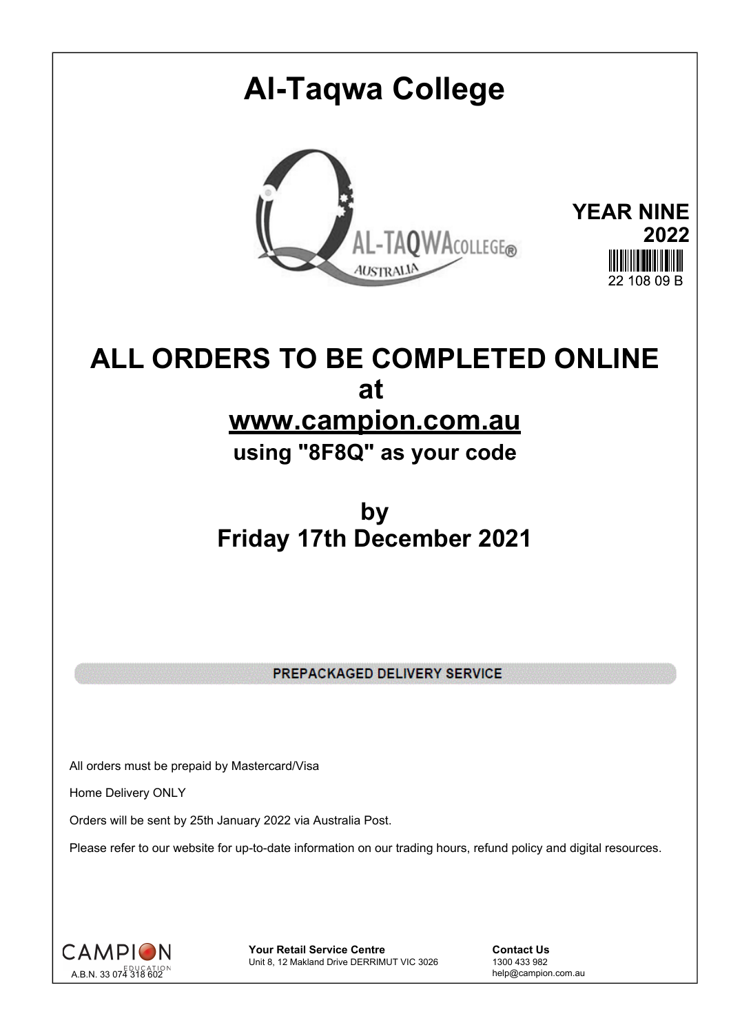# Al-Taqwa College

**YEAR NINE**
**2022**

22 108 09 B

# ALL ORDERS TO BE COMPLETED ONLINE at www.campion.com.au

## using "8F8Q" as your code

## by
## Friday 17th December 2021

**PREPACKAGED DELIVERY SERVICE**

All orders must be prepaid by Mastercard/Visa

Home Delivery ONLY

Orders will be sent by 25th January 2022 via Australia Post.

Please refer to our website for up-to-date information on our trading hours, refund policy and digital resources.

CAMPION EDUCATION
A.B.N. 33 074 318 602

**Your Retail Service Centre**
Unit 8, 12 Makland Drive DERRIMUT VIC 3026

**Contact Us**
1300 433 982
help@campion.com.au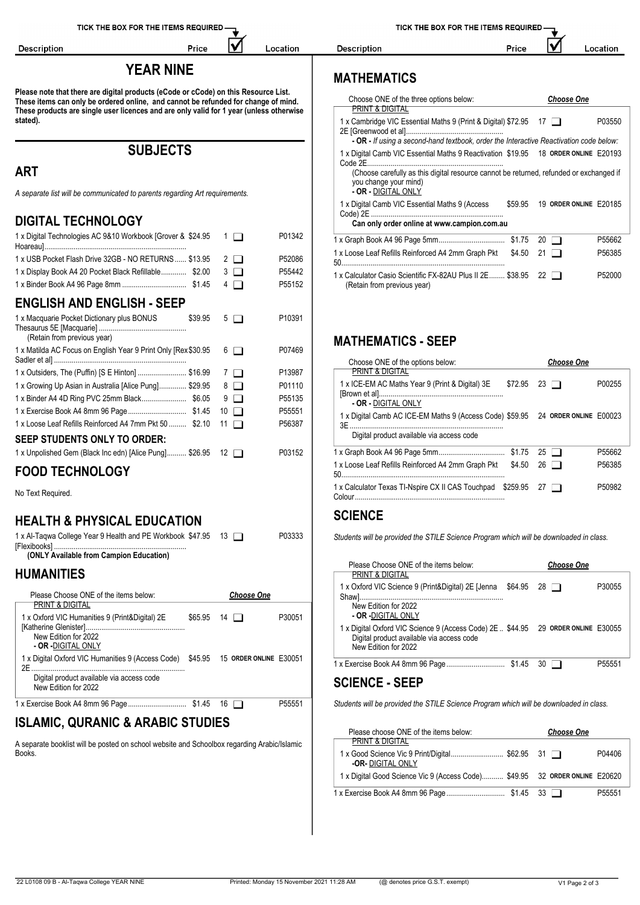TICK THE BOX FOR THE ITEMS REQUIRED

# YEAR NINE

**Please note that there are digital products (eCode or cCode) on this Resource List. These items can only be ordered online, and cannot be refunded for change of mind. These products are single user licences and are only valid for 1 year (unless otherwise stated).**

## SUBJECTS

## ART

*A separate list will be communicated to parents regarding Art requirements.*

## DIGITAL TECHNOLOGY

| Description | Price | ☑ | Location |
|---|---|---|---|
| 1 x Digital Technologies AC 9&10 Workbook [Grover & Hoareau] | $24.95 | 1 ☐ | P01342 |
| 1 x USB Pocket Flash Drive 32GB - NO RETURNS | $13.95 | 2 ☐ | P52086 |
| 1 x Display Book A4 20 Pocket Black Refillable | $2.00 | 3 ☐ | P55442 |
| 1 x Binder Book A4 96 Page 8mm | $1.45 | 4 ☐ | P55152 |

## ENGLISH AND ENGLISH - SEEP

| Description | Price | ☑ | Location |
|---|---|---|---|
| 1 x Macquarie Pocket Dictionary plus BONUS Thesaurus 5E [Macquarie] (Retain from previous year) | $39.95 | 5 ☐ | P10391 |
| 1 x Matilda AC Focus on English Year 9 Print Only [Rex Sadler et al] | $30.95 | 6 ☐ | P07469 |
| 1 x Outsiders, The (Puffin) [S E Hinton] | $16.99 | 7 ☐ | P13987 |
| 1 x Growing Up Asian in Australia [Alice Pung] | $29.95 | 8 ☐ | P01110 |
| 1 x Binder A4 4D Ring PVC 25mm Black | $6.05 | 9 ☐ | P55135 |
| 1 x Exercise Book A4 8mm 96 Page | $1.45 | 10 ☐ | P55551 |
| 1 x Loose Leaf Refills Reinforced A4 7mm Pkt 50 | $2.10 | 11 ☐ | P56387 |

### SEEP STUDENTS ONLY TO ORDER:

| Description | Price | ☑ | Location |
|---|---|---|---|
| 1 x Unpolished Gem (Black Inc edn) [Alice Pung] | $26.95 | 12 ☐ | P03152 |

## FOOD TECHNOLOGY

No Text Required.

## HEALTH & PHYSICAL EDUCATION

| Description | Price | ☑ | Location |
|---|---|---|---|
| 1 x Al-Taqwa College Year 9 Health and PE Workbook [Flexibooks] **(ONLY Available from Campion Education)** | $47.95 | 13 ☐ | P03333 |

## HUMANITIES

| Please Choose ONE of the items below: | | *Choose One* | |
|---|---|---|---|
| PRINT & DIGITAL | | | |
| 1 x Oxford VIC Humanities 9 (Print&Digital) 2E [Katherine Glenister] New Edition for 2022 | $65.95 | 14 ☐ | P30051 |
| **- OR -** DIGITAL ONLY | | | |
| 1 x Digital Oxford VIC Humanities 9 (Access Code) 2E Digital product available via access code New Edition for 2022 | $45.95 | 15 **ORDER ONLINE** | E30051 |

| Description | Price | ☑ | Location |
|---|---|---|---|
| 1 x Exercise Book A4 8mm 96 Page | $1.45 | 16 ☐ | P55551 |

## ISLAMIC, QURANIC & ARABIC STUDIES

A separate booklist will be posted on school website and Schoolbox regarding Arabic/Islamic Books.

## MATHEMATICS

| Choose ONE of the three options below: | | *Choose One* | |
|---|---|---|---|
| PRINT & DIGITAL | | | |
| 1 x Cambridge VIC Essential Maths 9 (Print & Digital) 2E [Greenwood et al] | $72.95 | 17 ☐ | P03550 |
| **- OR -** *If using a second-hand textbook, order the Interactive Reactivation code below:* | | | |
| 1 x Digital Camb VIC Essential Maths 9 Reactivation Code 2E (Choose carefully as this digital resource cannot be returned, refunded or exchanged if you change your mind) | $19.95 | 18 **ORDER ONLINE** | E20193 |
| **- OR -** DIGITAL ONLY | | | |
| 1 x Digital Camb VIC Essential Maths 9 (Access Code) 2E **Can only order online at www.campion.com.au** | $59.95 | 19 **ORDER ONLINE** | E20185 |

| Description | Price | ☑ | Location |
|---|---|---|---|
| 1 x Graph Book A4 96 Page 5mm | $1.75 | 20 ☐ | P55662 |
| 1 x Loose Leaf Refills Reinforced A4 2mm Graph Pkt 50 | $4.50 | 21 ☐ | P56385 |
| 1 x Calculator Casio Scientific FX-82AU Plus II 2E (Retain from previous year) | $38.95 | 22 ☐ | P52000 |

## MATHEMATICS - SEEP

| Choose ONE of the options below: | | *Choose One* | |
|---|---|---|---|
| PRINT & DIGITAL | | | |
| 1 x ICE-EM AC Maths Year 9 (Print & Digital) 3E [Brown et al] | $72.95 | 23 ☐ | P00255 |
| **- OR -** DIGITAL ONLY | | | |
| 1 x Digital Camb AC ICE-EM Maths 9 (Access Code) 3E Digital product available via access code | $59.95 | 24 **ORDER ONLINE** | E00023 |

| Description | Price | ☑ | Location |
|---|---|---|---|
| 1 x Graph Book A4 96 Page 5mm | $1.75 | 25 ☐ | P55662 |
| 1 x Loose Leaf Refills Reinforced A4 2mm Graph Pkt 50 | $4.50 | 26 ☐ | P56385 |
| 1 x Calculator Texas TI-Nspire CX II CAS Touchpad Colour | $259.95 | 27 ☐ | P50982 |

## SCIENCE

*Students will be provided the STILE Science Program which will be downloaded in class.*

| Please Choose ONE of the items below: | | *Choose One* | |
|---|---|---|---|
| PRINT & DIGITAL | | | |
| 1 x Oxford VIC Science 9 (Print&Digital) 2E [Jenna Shaw] New Edition for 2022 | $64.95 | 28 ☐ | P30055 |
| **- OR -** DIGITAL ONLY | | | |
| 1 x Digital Oxford VIC Science 9 (Access Code) 2E Digital product available via access code New Edition for 2022 | $44.95 | 29 **ORDER ONLINE** | E30055 |

| Description | Price | ☑ | Location |
|---|---|---|---|
| 1 x Exercise Book A4 8mm 96 Page | $1.45 | 30 ☐ | P55551 |

## SCIENCE - SEEP

*Students will be provided the STILE Science Program which will be downloaded in class.*

| Please choose ONE of the items below: | | *Choose One* | |
|---|---|---|---|
| PRINT & DIGITAL | | | |
| 1 x Good Science Vic 9 Print/Digital | $62.95 | 31 ☐ | P04406 |
| **-OR-** DIGITAL ONLY | | | |
| 1 x Digital Good Science Vic 9 (Access Code) | $49.95 | 32 **ORDER ONLINE** | E20620 |

| Description | Price | ☑ | Location |
|---|---|---|---|
| 1 x Exercise Book A4 8mm 96 Page | $1.45 | 33 ☐ | P55551 |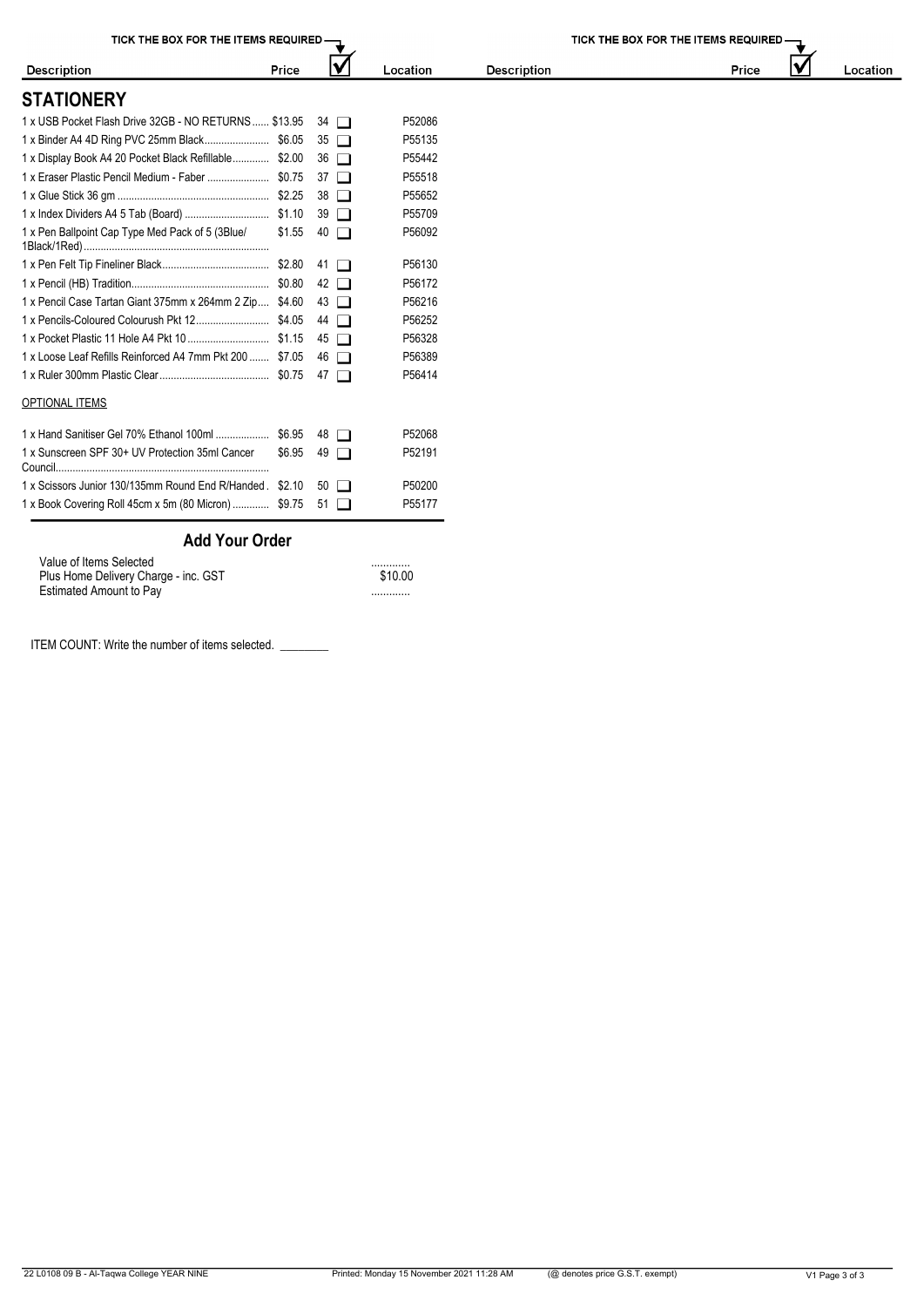| Description | Price | TICK THE BOX FOR THE ITEMS REQUIRED | Location |
| --- | --- | --- | --- |

## STATIONERY

| Description | Price | ☑ | Location |
| --- | --- | --- | --- |
| 1 x USB Pocket Flash Drive 32GB - NO RETURNS | $13.95 | 34 ☐ | P52086 |
| 1 x Binder A4 4D Ring PVC 25mm Black | $6.05 | 35 ☐ | P55135 |
| 1 x Display Book A4 20 Pocket Black Refillable | $2.00 | 36 ☐ | P55442 |
| 1 x Eraser Plastic Pencil Medium - Faber | $0.75 | 37 ☐ | P55518 |
| 1 x Glue Stick 36 gm | $2.25 | 38 ☐ | P55652 |
| 1 x Index Dividers A4 5 Tab (Board) | $1.10 | 39 ☐ | P55709 |
| 1 x Pen Ballpoint Cap Type Med Pack of 5 (3Blue/ 1Black/1Red) | $1.55 | 40 ☐ | P56092 |
| 1 x Pen Felt Tip Fineliner Black | $2.80 | 41 ☐ | P56130 |
| 1 x Pencil (HB) Tradition | $0.80 | 42 ☐ | P56172 |
| 1 x Pencil Case Tartan Giant 375mm x 264mm 2 Zip | $4.60 | 43 ☐ | P56216 |
| 1 x Pencils-Coloured Colourush Pkt 12 | $4.05 | 44 ☐ | P56252 |
| 1 x Pocket Plastic 11 Hole A4 Pkt 10 | $1.15 | 45 ☐ | P56328 |
| 1 x Loose Leaf Refills Reinforced A4 7mm Pkt 200 | $7.05 | 46 ☐ | P56389 |
| 1 x Ruler 300mm Plastic Clear | $0.75 | 47 ☐ | P56414 |

OPTIONAL ITEMS

| Description | Price | ☑ | Location |
| --- | --- | --- | --- |
| 1 x Hand Sanitiser Gel 70% Ethanol 100ml | $6.95 | 48 ☐ | P52068 |
| 1 x Sunscreen SPF 30+ UV Protection 35ml Cancer Council | $6.95 | 49 ☐ | P52191 |
| 1 x Scissors Junior 130/135mm Round End R/Handed | $2.10 | 50 ☐ | P50200 |
| 1 x Book Covering Roll 45cm x 5m (80 Micron) | $9.75 | 51 ☐ | P55177 |

### Add Your Order

| | |
| --- | --- |
| Value of Items Selected | ............ |
| Plus Home Delivery Charge - inc. GST | $10.00 |
| Estimated Amount to Pay | ............ |

ITEM COUNT: Write the number of items selected. ________

22 L0108 09 B - Al-Taqwa College YEAR NINE    Printed: Monday 15 November 2021 11:28 AM    (@ denotes price G.S.T. exempt)